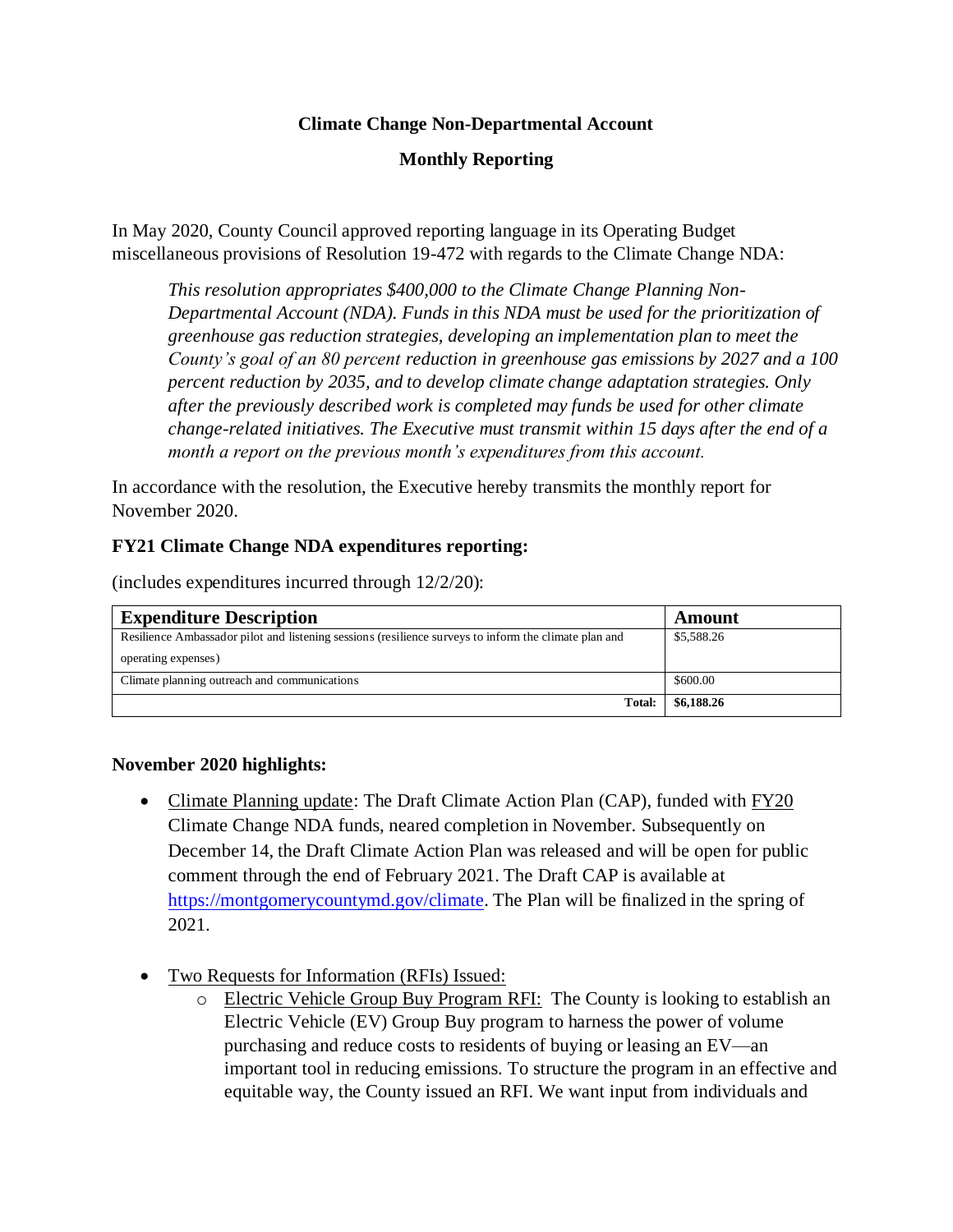## Climate Change Non-Departmental Account

## Monthly Reporting

In May 2020, County Council approved reporting language in its Operating Budget miscellaneous provisions of Resolution 19-472 with regards to the Climate Change NDA:

> *This resolution appropriates $400,000 to the Climate Change Planning Non-Departmental Account (NDA). Funds in this NDA must be used for the prioritization of greenhouse gas reduction strategies, developing an implementation plan to meet the County's goal of an 80 percent reduction in greenhouse gas emissions by 2027 and a 100 percent reduction by 2035, and to develop climate change adaptation strategies. Only after the previously described work is completed may funds be used for other climate change-related initiatives. The Executive must transmit within 15 days after the end of a month a report on the previous month's expenditures from this account.*

In accordance with the resolution, the Executive hereby transmits the monthly report for November 2020.

### FY21 Climate Change NDA expenditures reporting:

(includes expenditures incurred through 12/2/20):

| Expenditure Description | Amount |
|---|---|
| Resilience Ambassador pilot and listening sessions (resilience surveys to inform the climate plan and operating expenses) | $5,588.26 |
| Climate planning outreach and communications | $600.00 |
| **Total:** | **$6,188.26** |

### November 2020 highlights:

- Climate Planning update: The Draft Climate Action Plan (CAP), funded with FY20 Climate Change NDA funds, neared completion in November. Subsequently on December 14, the Draft Climate Action Plan was released and will be open for public comment through the end of February 2021. The Draft CAP is available at https://montgomerycountymd.gov/climate. The Plan will be finalized in the spring of 2021.

- Two Requests for Information (RFIs) Issued:
  - Electric Vehicle Group Buy Program RFI: The County is looking to establish an Electric Vehicle (EV) Group Buy program to harness the power of volume purchasing and reduce costs to residents of buying or leasing an EV—an important tool in reducing emissions. To structure the program in an effective and equitable way, the County issued an RFI. We want input from individuals and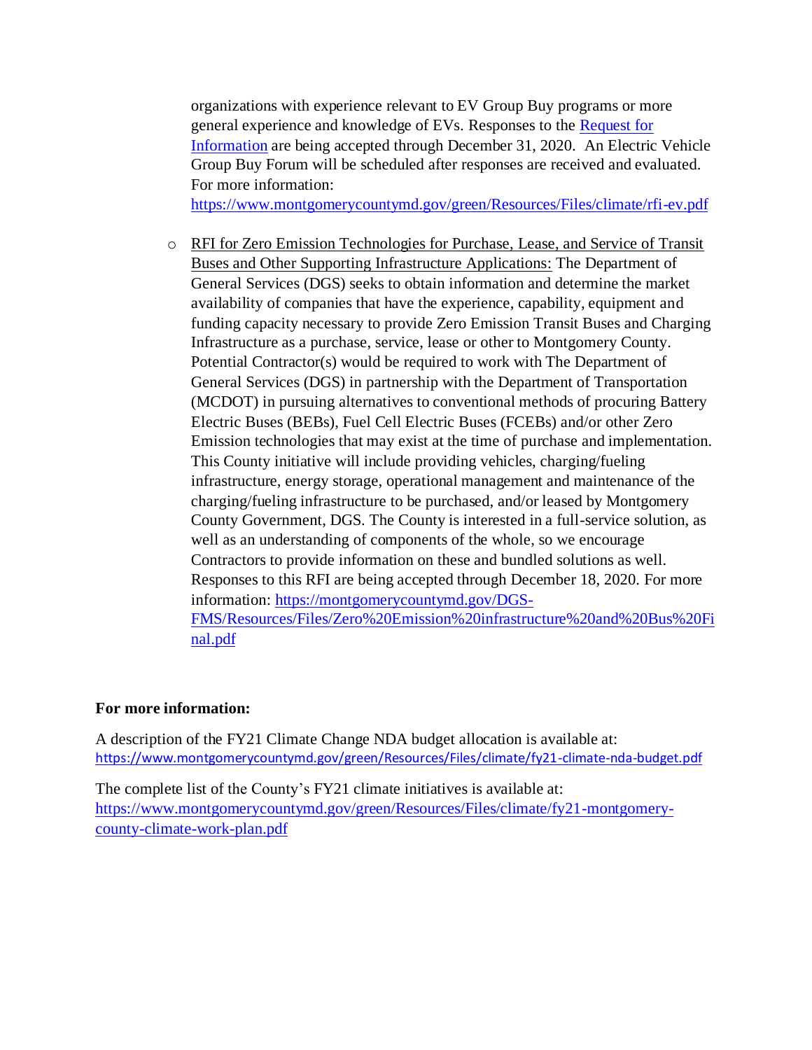organizations with experience relevant to EV Group Buy programs or more general experience and knowledge of EVs. Responses to the Request for Information are being accepted through December 31, 2020. An Electric Vehicle Group Buy Forum will be scheduled after responses are received and evaluated. For more information: https://www.montgomerycountymd.gov/green/Resources/Files/climate/rfi-ev.pdf

- RFI for Zero Emission Technologies for Purchase, Lease, and Service of Transit Buses and Other Supporting Infrastructure Applications: The Department of General Services (DGS) seeks to obtain information and determine the market availability of companies that have the experience, capability, equipment and funding capacity necessary to provide Zero Emission Transit Buses and Charging Infrastructure as a purchase, service, lease or other to Montgomery County. Potential Contractor(s) would be required to work with The Department of General Services (DGS) in partnership with the Department of Transportation (MCDOT) in pursuing alternatives to conventional methods of procuring Battery Electric Buses (BEBs), Fuel Cell Electric Buses (FCEBs) and/or other Zero Emission technologies that may exist at the time of purchase and implementation. This County initiative will include providing vehicles, charging/fueling infrastructure, energy storage, operational management and maintenance of the charging/fueling infrastructure to be purchased, and/or leased by Montgomery County Government, DGS. The County is interested in a full-service solution, as well as an understanding of components of the whole, so we encourage Contractors to provide information on these and bundled solutions as well. Responses to this RFI are being accepted through December 18, 2020. For more information: https://montgomerycountymd.gov/DGS-FMS/Resources/Files/Zero%20Emission%20infrastructure%20and%20Bus%20Final.pdf

**For more information:**

A description of the FY21 Climate Change NDA budget allocation is available at: https://www.montgomerycountymd.gov/green/Resources/Files/climate/fy21-climate-nda-budget.pdf

The complete list of the County's FY21 climate initiatives is available at: https://www.montgomerycountymd.gov/green/Resources/Files/climate/fy21-montgomery-county-climate-work-plan.pdf